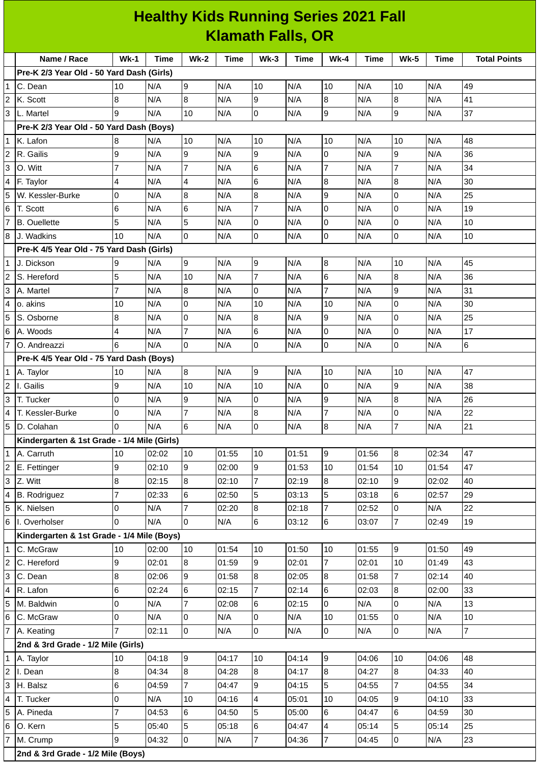# Healthy Kids Running Series 2021 Fall
## Klamath Falls, OR

| | Name / Race | Wk-1 | Time | Wk-2 | Time | Wk-3 | Time | Wk-4 | Time | Wk-5 | Time | Total Points |
|---|---|---|---|---|---|---|---|---|---|---|---|---|
| | **Pre-K 2/3 Year Old - 50 Yard Dash (Girls)** | | | | | | | | | | | |
| 1 | C. Dean | 10 | N/A | 9 | N/A | 10 | N/A | 10 | N/A | 10 | N/A | 49 |
| 2 | K. Scott | 8 | N/A | 8 | N/A | 9 | N/A | 8 | N/A | 8 | N/A | 41 |
| 3 | L. Martel | 9 | N/A | 10 | N/A | 0 | N/A | 9 | N/A | 9 | N/A | 37 |
| | **Pre-K 2/3 Year Old - 50 Yard Dash (Boys)** | | | | | | | | | | | |
| 1 | K. Lafon | 8 | N/A | 10 | N/A | 10 | N/A | 10 | N/A | 10 | N/A | 48 |
| 2 | R. Gailis | 9 | N/A | 9 | N/A | 9 | N/A | 0 | N/A | 9 | N/A | 36 |
| 3 | O. Witt | 7 | N/A | 7 | N/A | 6 | N/A | 7 | N/A | 7 | N/A | 34 |
| 4 | F. Taylor | 4 | N/A | 4 | N/A | 6 | N/A | 8 | N/A | 8 | N/A | 30 |
| 5 | W. Kessler-Burke | 0 | N/A | 8 | N/A | 8 | N/A | 9 | N/A | 0 | N/A | 25 |
| 6 | T. Scott | 6 | N/A | 6 | N/A | 7 | N/A | 0 | N/A | 0 | N/A | 19 |
| 7 | B. Ouellette | 5 | N/A | 5 | N/A | 0 | N/A | 0 | N/A | 0 | N/A | 10 |
| 8 | J. Wadkins | 10 | N/A | 0 | N/A | 0 | N/A | 0 | N/A | 0 | N/A | 10 |
| | **Pre-K 4/5 Year Old - 75 Yard Dash (Girls)** | | | | | | | | | | | |
| 1 | J. Dickson | 9 | N/A | 9 | N/A | 9 | N/A | 8 | N/A | 10 | N/A | 45 |
| 2 | S. Hereford | 5 | N/A | 10 | N/A | 7 | N/A | 6 | N/A | 8 | N/A | 36 |
| 3 | A. Martel | 7 | N/A | 8 | N/A | 0 | N/A | 7 | N/A | 9 | N/A | 31 |
| 4 | o. akins | 10 | N/A | 0 | N/A | 10 | N/A | 10 | N/A | 0 | N/A | 30 |
| 5 | S. Osborne | 8 | N/A | 0 | N/A | 8 | N/A | 9 | N/A | 0 | N/A | 25 |
| 6 | A. Woods | 4 | N/A | 7 | N/A | 6 | N/A | 0 | N/A | 0 | N/A | 17 |
| 7 | O. Andreazzi | 6 | N/A | 0 | N/A | 0 | N/A | 0 | N/A | 0 | N/A | 6 |
| | **Pre-K 4/5 Year Old - 75 Yard Dash (Boys)** | | | | | | | | | | | |
| 1 | A. Taylor | 10 | N/A | 8 | N/A | 9 | N/A | 10 | N/A | 10 | N/A | 47 |
| 2 | I. Gailis | 9 | N/A | 10 | N/A | 10 | N/A | 0 | N/A | 9 | N/A | 38 |
| 3 | T. Tucker | 0 | N/A | 9 | N/A | 0 | N/A | 9 | N/A | 8 | N/A | 26 |
| 4 | T. Kessler-Burke | 0 | N/A | 7 | N/A | 8 | N/A | 7 | N/A | 0 | N/A | 22 |
| 5 | D. Colahan | 0 | N/A | 6 | N/A | 0 | N/A | 8 | N/A | 7 | N/A | 21 |
| | **Kindergarten & 1st Grade - 1/4 Mile (Girls)** | | | | | | | | | | | |
| 1 | A. Carruth | 10 | 02:02 | 10 | 01:55 | 10 | 01:51 | 9 | 01:56 | 8 | 02:34 | 47 |
| 2 | E. Fettinger | 9 | 02:10 | 9 | 02:00 | 9 | 01:53 | 10 | 01:54 | 10 | 01:54 | 47 |
| 3 | Z. Witt | 8 | 02:15 | 8 | 02:10 | 7 | 02:19 | 8 | 02:10 | 9 | 02:02 | 40 |
| 4 | B. Rodriguez | 7 | 02:33 | 6 | 02:50 | 5 | 03:13 | 5 | 03:18 | 6 | 02:57 | 29 |
| 5 | K. Nielsen | 0 | N/A | 7 | 02:20 | 8 | 02:18 | 7 | 02:52 | 0 | N/A | 22 |
| 6 | I. Overholser | 0 | N/A | 0 | N/A | 6 | 03:12 | 6 | 03:07 | 7 | 02:49 | 19 |
| | **Kindergarten & 1st Grade - 1/4 Mile (Boys)** | | | | | | | | | | | |
| 1 | C. McGraw | 10 | 02:00 | 10 | 01:54 | 10 | 01:50 | 10 | 01:55 | 9 | 01:50 | 49 |
| 2 | C. Hereford | 9 | 02:01 | 8 | 01:59 | 9 | 02:01 | 7 | 02:01 | 10 | 01:49 | 43 |
| 3 | C. Dean | 8 | 02:06 | 9 | 01:58 | 8 | 02:05 | 8 | 01:58 | 7 | 02:14 | 40 |
| 4 | R. Lafon | 6 | 02:24 | 6 | 02:15 | 7 | 02:14 | 6 | 02:03 | 8 | 02:00 | 33 |
| 5 | M. Baldwin | 0 | N/A | 7 | 02:08 | 6 | 02:15 | 0 | N/A | 0 | N/A | 13 |
| 6 | C. McGraw | 0 | N/A | 0 | N/A | 0 | N/A | 10 | 01:55 | 0 | N/A | 10 |
| 7 | A. Keating | 7 | 02:11 | 0 | N/A | 0 | N/A | 0 | N/A | 0 | N/A | 7 |
| | **2nd & 3rd Grade - 1/2 Mile (Girls)** | | | | | | | | | | | |
| 1 | A. Taylor | 10 | 04:18 | 9 | 04:17 | 10 | 04:14 | 9 | 04:06 | 10 | 04:06 | 48 |
| 2 | I. Dean | 8 | 04:34 | 8 | 04:28 | 8 | 04:17 | 8 | 04:27 | 8 | 04:33 | 40 |
| 3 | H. Balsz | 6 | 04:59 | 7 | 04:47 | 9 | 04:15 | 5 | 04:55 | 7 | 04:55 | 34 |
| 4 | T. Tucker | 0 | N/A | 10 | 04:16 | 4 | 05:01 | 10 | 04:05 | 9 | 04:10 | 33 |
| 5 | A. Pineda | 7 | 04:53 | 6 | 04:50 | 5 | 05:00 | 6 | 04:47 | 6 | 04:59 | 30 |
| 6 | O. Kern | 5 | 05:40 | 5 | 05:18 | 6 | 04:47 | 4 | 05:14 | 5 | 05:14 | 25 |
| 7 | M. Crump | 9 | 04:32 | 0 | N/A | 7 | 04:36 | 7 | 04:45 | 0 | N/A | 23 |
| | **2nd & 3rd Grade - 1/2 Mile (Boys)** | | | | | | | | | | | |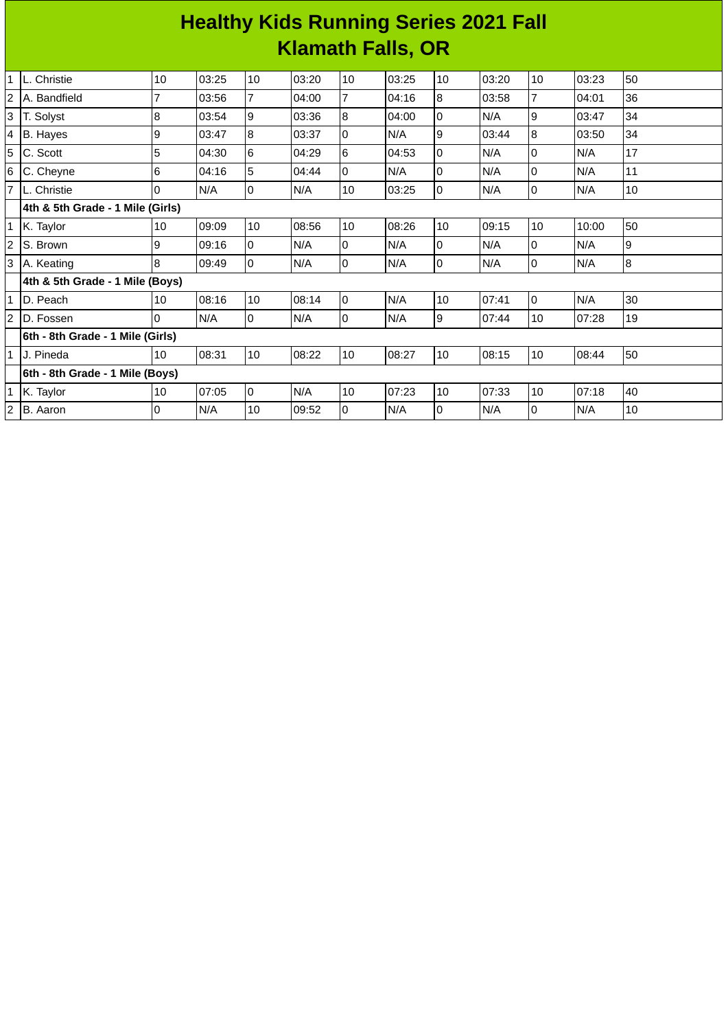# Healthy Kids Running Series 2021 Fall
## Klamath Falls, OR

| | | | | | | | | | | | | |
|---|---|---|---|---|---|---|---|---|---|---|---|---|
| 1 | L. Christie | 10 | 03:25 | 10 | 03:20 | 10 | 03:25 | 10 | 03:20 | 10 | 03:23 | 50 |
| 2 | A. Bandfield | 7 | 03:56 | 7 | 04:00 | 7 | 04:16 | 8 | 03:58 | 7 | 04:01 | 36 |
| 3 | T. Solyst | 8 | 03:54 | 9 | 03:36 | 8 | 04:00 | 0 | N/A | 9 | 03:47 | 34 |
| 4 | B. Hayes | 9 | 03:47 | 8 | 03:37 | 0 | N/A | 9 | 03:44 | 8 | 03:50 | 34 |
| 5 | C. Scott | 5 | 04:30 | 6 | 04:29 | 6 | 04:53 | 0 | N/A | 0 | N/A | 17 |
| 6 | C. Cheyne | 6 | 04:16 | 5 | 04:44 | 0 | N/A | 0 | N/A | 0 | N/A | 11 |
| 7 | L. Christie | 0 | N/A | 0 | N/A | 10 | 03:25 | 0 | N/A | 0 | N/A | 10 |
| | **4th & 5th Grade - 1 Mile (Girls)** | | | | | | | | | | | |
| 1 | K. Taylor | 10 | 09:09 | 10 | 08:56 | 10 | 08:26 | 10 | 09:15 | 10 | 10:00 | 50 |
| 2 | S. Brown | 9 | 09:16 | 0 | N/A | 0 | N/A | 0 | N/A | 0 | N/A | 9 |
| 3 | A. Keating | 8 | 09:49 | 0 | N/A | 0 | N/A | 0 | N/A | 0 | N/A | 8 |
| | **4th & 5th Grade - 1 Mile (Boys)** | | | | | | | | | | | |
| 1 | D. Peach | 10 | 08:16 | 10 | 08:14 | 0 | N/A | 10 | 07:41 | 0 | N/A | 30 |
| 2 | D. Fossen | 0 | N/A | 0 | N/A | 0 | N/A | 9 | 07:44 | 10 | 07:28 | 19 |
| | **6th - 8th Grade - 1 Mile (Girls)** | | | | | | | | | | | |
| 1 | J. Pineda | 10 | 08:31 | 10 | 08:22 | 10 | 08:27 | 10 | 08:15 | 10 | 08:44 | 50 |
| | **6th - 8th Grade - 1 Mile (Boys)** | | | | | | | | | | | |
| 1 | K. Taylor | 10 | 07:05 | 0 | N/A | 10 | 07:23 | 10 | 07:33 | 10 | 07:18 | 40 |
| 2 | B. Aaron | 0 | N/A | 10 | 09:52 | 0 | N/A | 0 | N/A | 0 | N/A | 10 |